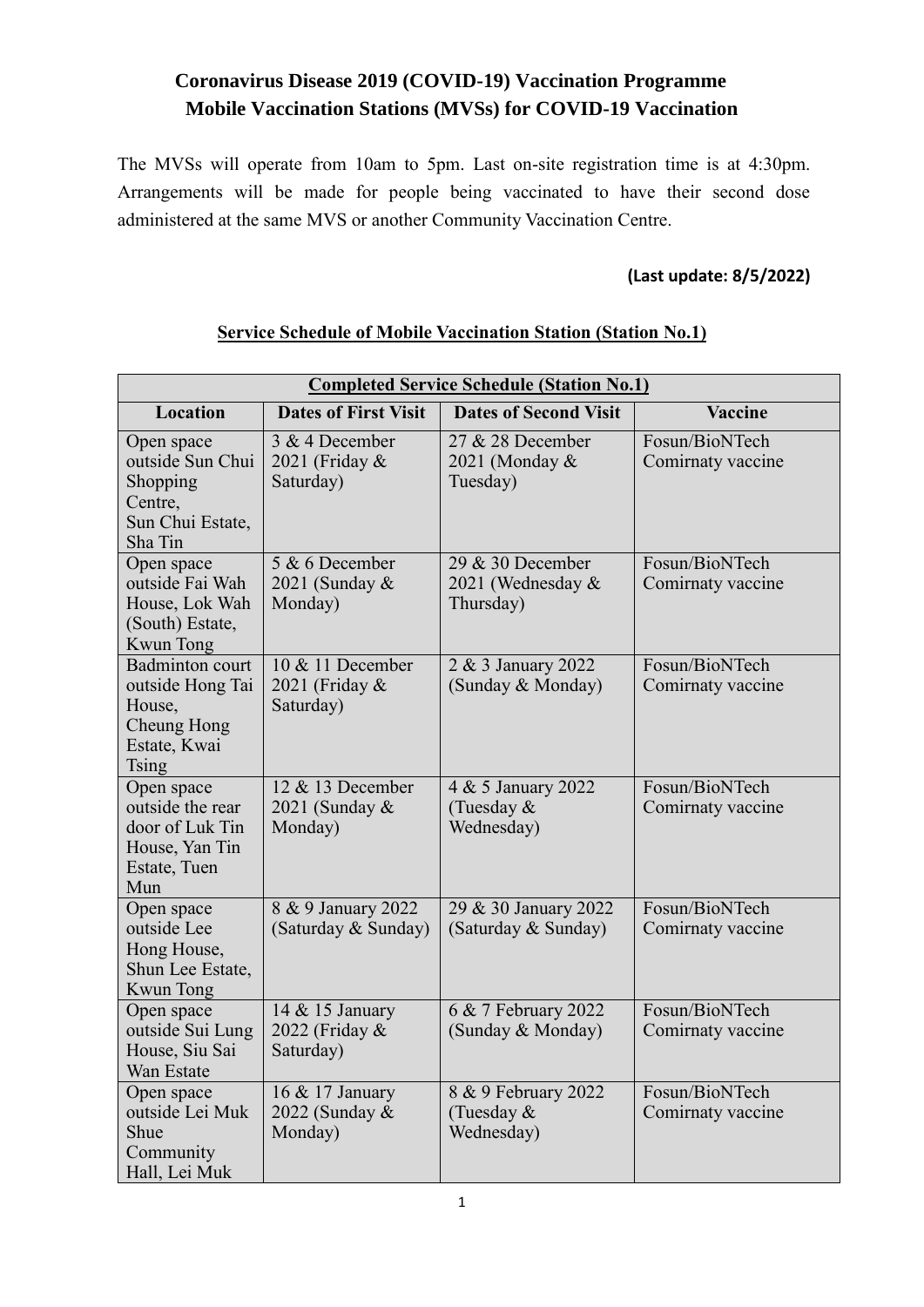## Coronavirus Disease 2019 (COVID-19) Vaccination Programme
## Mobile Vaccination Stations (MVSs) for COVID-19 Vaccination

The MVSs will operate from 10am to 5pm. Last on-site registration time is at 4:30pm. Arrangements will be made for people being vaccinated to have their second dose administered at the same MVS or another Community Vaccination Centre.

**(Last update: 8/5/2022)**

### Service Schedule of Mobile Vaccination Station (Station No.1)

| **Completed Service Schedule (Station No.1)** | | | |
|---|---|---|---|
| **Location** | **Dates of First Visit** | **Dates of Second Visit** | **Vaccine** |
| Open space outside Sun Chui Shopping Centre, Sun Chui Estate, Sha Tin | 3 & 4 December 2021 (Friday & Saturday) | 27 & 28 December 2021 (Monday & Tuesday) | Fosun/BioNTech Comirnaty vaccine |
| Open space outside Fai Wah House, Lok Wah (South) Estate, Kwun Tong | 5 & 6 December 2021 (Sunday & Monday) | 29 & 30 December 2021 (Wednesday & Thursday) | Fosun/BioNTech Comirnaty vaccine |
| Badminton court outside Hong Tai House, Cheung Hong Estate, Kwai Tsing | 10 & 11 December 2021 (Friday & Saturday) | 2 & 3 January 2022 (Sunday & Monday) | Fosun/BioNTech Comirnaty vaccine |
| Open space outside the rear door of Luk Tin House, Yan Tin Estate, Tuen Mun | 12 & 13 December 2021 (Sunday & Monday) | 4 & 5 January 2022 (Tuesday & Wednesday) | Fosun/BioNTech Comirnaty vaccine |
| Open space outside Lee Hong House, Shun Lee Estate, Kwun Tong | 8 & 9 January 2022 (Saturday & Sunday) | 29 & 30 January 2022 (Saturday & Sunday) | Fosun/BioNTech Comirnaty vaccine |
| Open space outside Sui Lung House, Siu Sai Wan Estate | 14 & 15 January 2022 (Friday & Saturday) | 6 & 7 February 2022 (Sunday & Monday) | Fosun/BioNTech Comirnaty vaccine |
| Open space outside Lei Muk Shue Community Hall, Lei Muk | 16 & 17 January 2022 (Sunday & Monday) | 8 & 9 February 2022 (Tuesday & Wednesday) | Fosun/BioNTech Comirnaty vaccine |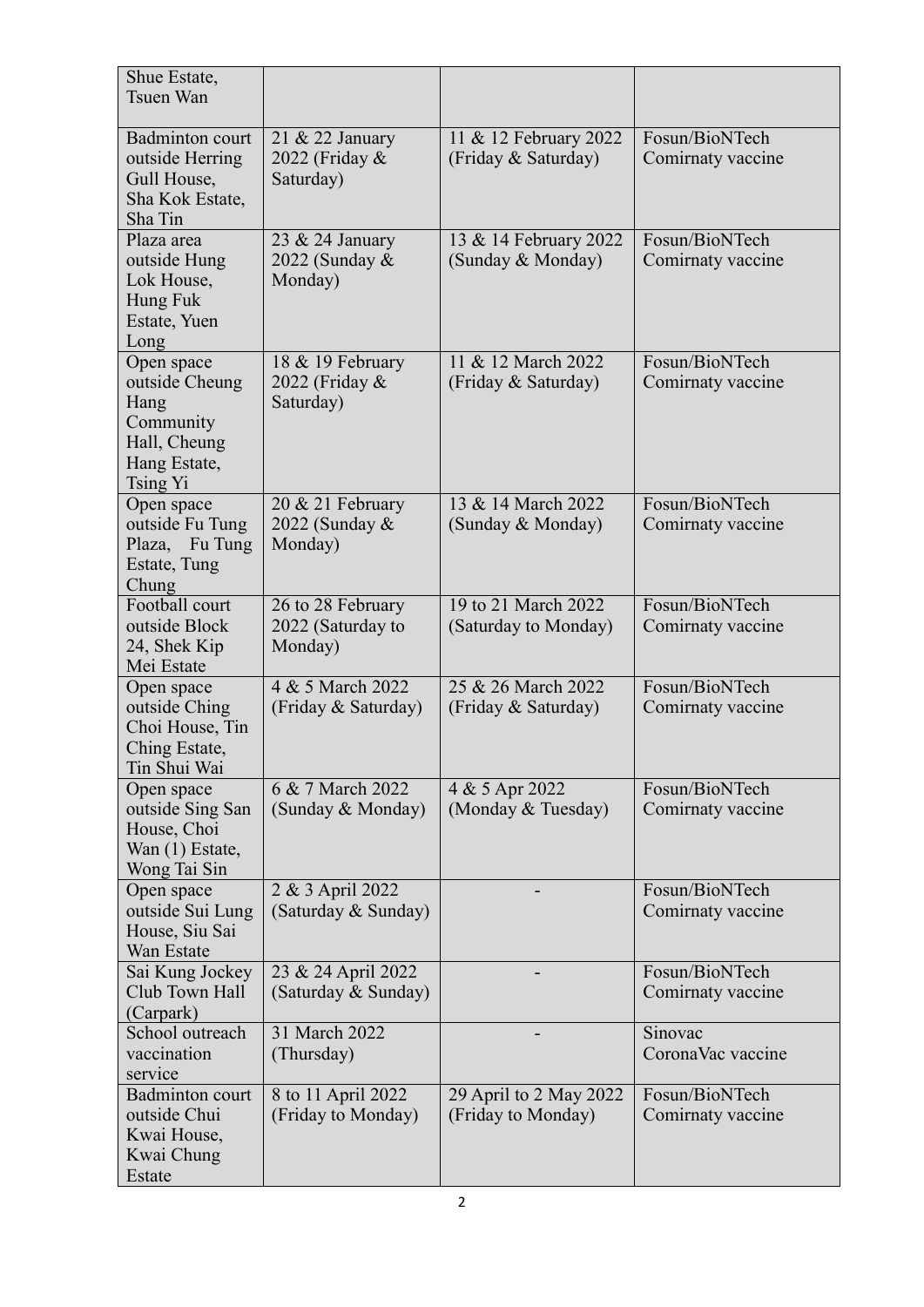| | | | |
|---|---|---|---|
| Shue Estate, Tsuen Wan | | | |
| Badminton court outside Herring Gull House, Sha Kok Estate, Sha Tin | 21 & 22 January 2022 (Friday & Saturday) | 11 & 12 February 2022 (Friday & Saturday) | Fosun/BioNTech Comirnaty vaccine |
| Plaza area outside Hung Lok House, Hung Fuk Estate, Yuen Long | 23 & 24 January 2022 (Sunday & Monday) | 13 & 14 February 2022 (Sunday & Monday) | Fosun/BioNTech Comirnaty vaccine |
| Open space outside Cheung Hang Community Hall, Cheung Hang Estate, Tsing Yi | 18 & 19 February 2022 (Friday & Saturday) | 11 & 12 March 2022 (Friday & Saturday) | Fosun/BioNTech Comirnaty vaccine |
| Open space outside Fu Tung Plaza, Fu Tung Estate, Tung Chung | 20 & 21 February 2022 (Sunday & Monday) | 13 & 14 March 2022 (Sunday & Monday) | Fosun/BioNTech Comirnaty vaccine |
| Football court outside Block 24, Shek Kip Mei Estate | 26 to 28 February 2022 (Saturday to Monday) | 19 to 21 March 2022 (Saturday to Monday) | Fosun/BioNTech Comirnaty vaccine |
| Open space outside Ching Choi House, Tin Ching Estate, Tin Shui Wai | 4 & 5 March 2022 (Friday & Saturday) | 25 & 26 March 2022 (Friday & Saturday) | Fosun/BioNTech Comirnaty vaccine |
| Open space outside Sing San House, Choi Wan (1) Estate, Wong Tai Sin | 6 & 7 March 2022 (Sunday & Monday) | 4 & 5 Apr 2022 (Monday & Tuesday) | Fosun/BioNTech Comirnaty vaccine |
| Open space outside Sui Lung House, Siu Sai Wan Estate | 2 & 3 April 2022 (Saturday & Sunday) | - | Fosun/BioNTech Comirnaty vaccine |
| Sai Kung Jockey Club Town Hall (Carpark) | 23 & 24 April 2022 (Saturday & Sunday) | - | Fosun/BioNTech Comirnaty vaccine |
| School outreach vaccination service | 31 March 2022 (Thursday) | - | Sinovac CoronaVac vaccine |
| Badminton court outside Chui Kwai House, Kwai Chung Estate | 8 to 11 April 2022 (Friday to Monday) | 29 April to 2 May 2022 (Friday to Monday) | Fosun/BioNTech Comirnaty vaccine |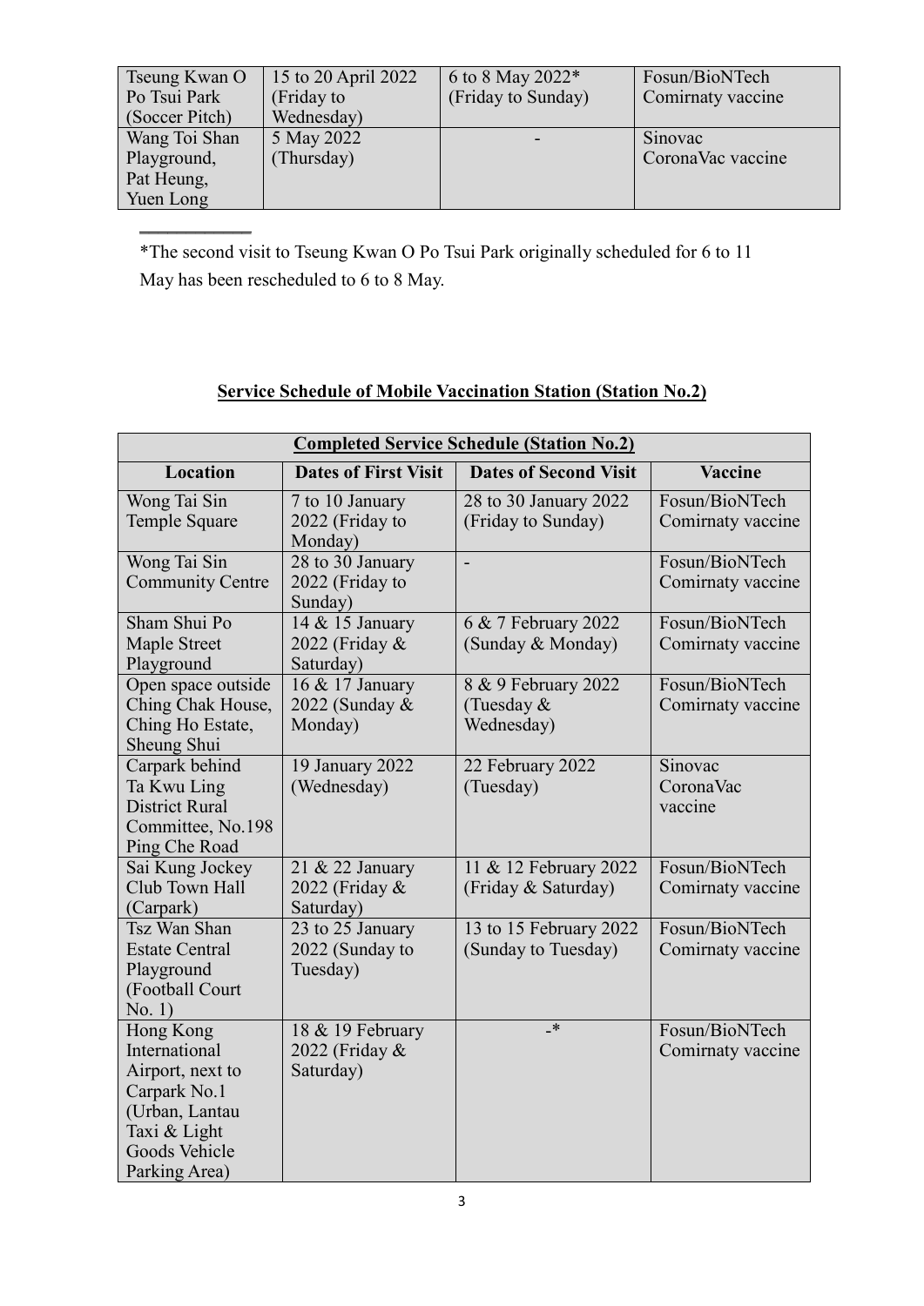| Tseung Kwan O Po Tsui Park (Soccer Pitch) | 15 to 20 April 2022 (Friday to Wednesday) | 6 to 8 May 2022* (Friday to Sunday) | Fosun/BioNTech Comirnaty vaccine |
|---|---|---|---|
| Wang Toi Shan Playground, Pat Heung, Yuen Long | 5 May 2022 (Thursday) | - | Sinovac CoronaVac vaccine |

---

*The second visit to Tseung Kwan O Po Tsui Park originally scheduled for 6 to 11 May has been rescheduled to 6 to 8 May.

## Service Schedule of Mobile Vaccination Station (Station No.2)

| **Completed Service Schedule (Station No.2)** | | | |
|---|---|---|---|
| **Location** | **Dates of First Visit** | **Dates of Second Visit** | **Vaccine** |
| Wong Tai Sin Temple Square | 7 to 10 January 2022 (Friday to Monday) | 28 to 30 January 2022 (Friday to Sunday) | Fosun/BioNTech Comirnaty vaccine |
| Wong Tai Sin Community Centre | 28 to 30 January 2022 (Friday to Sunday) | - | Fosun/BioNTech Comirnaty vaccine |
| Sham Shui Po Maple Street Playground | 14 & 15 January 2022 (Friday & Saturday) | 6 & 7 February 2022 (Sunday & Monday) | Fosun/BioNTech Comirnaty vaccine |
| Open space outside Ching Chak House, Ching Ho Estate, Sheung Shui | 16 & 17 January 2022 (Sunday & Monday) | 8 & 9 February 2022 (Tuesday & Wednesday) | Fosun/BioNTech Comirnaty vaccine |
| Carpark behind Ta Kwu Ling District Rural Committee, No.198 Ping Che Road | 19 January 2022 (Wednesday) | 22 February 2022 (Tuesday) | Sinovac CoronaVac vaccine |
| Sai Kung Jockey Club Town Hall (Carpark) | 21 & 22 January 2022 (Friday & Saturday) | 11 & 12 February 2022 (Friday & Saturday) | Fosun/BioNTech Comirnaty vaccine |
| Tsz Wan Shan Estate Central Playground (Football Court No. 1) | 23 to 25 January 2022 (Sunday to Tuesday) | 13 to 15 February 2022 (Sunday to Tuesday) | Fosun/BioNTech Comirnaty vaccine |
| Hong Kong International Airport, next to Carpark No.1 (Urban, Lantau Taxi & Light Goods Vehicle Parking Area) | 18 & 19 February 2022 (Friday & Saturday) | -* | Fosun/BioNTech Comirnaty vaccine |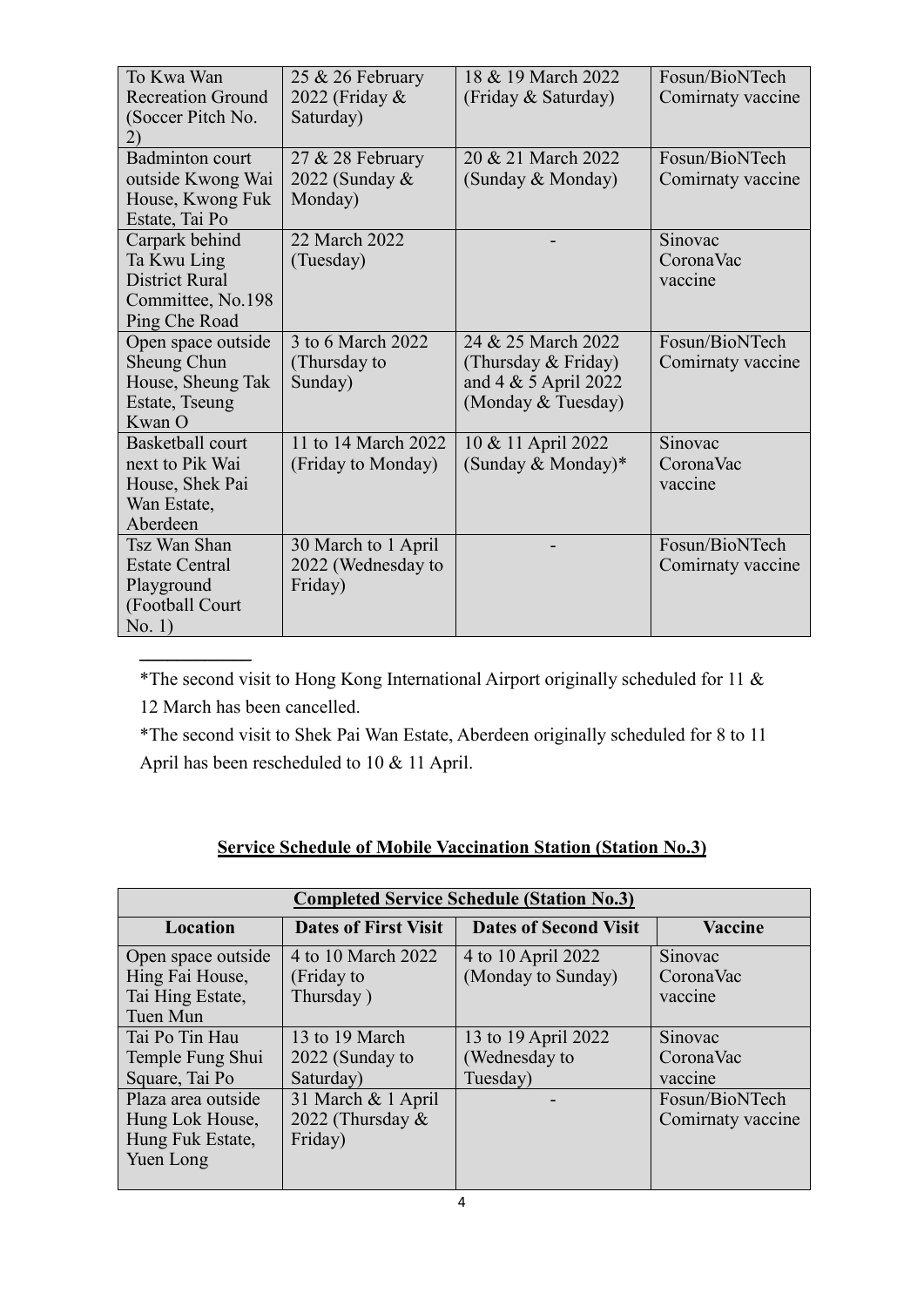| To Kwa Wan Recreation Ground (Soccer Pitch No. 2) | 25 & 26 February 2022 (Friday & Saturday) | 18 & 19 March 2022 (Friday & Saturday) | Fosun/BioNTech Comirnaty vaccine |
|---|---|---|---|
| Badminton court outside Kwong Wai House, Kwong Fuk Estate, Tai Po | 27 & 28 February 2022 (Sunday & Monday) | 20 & 21 March 2022 (Sunday & Monday) | Fosun/BioNTech Comirnaty vaccine |
| Carpark behind Ta Kwu Ling District Rural Committee, No.198 Ping Che Road | 22 March 2022 (Tuesday) | - | Sinovac CoronaVac vaccine |
| Open space outside Sheung Chun House, Sheung Tak Estate, Tseung Kwan O | 3 to 6 March 2022 (Thursday to Sunday) | 24 & 25 March 2022 (Thursday & Friday) and 4 & 5 April 2022 (Monday & Tuesday) | Fosun/BioNTech Comirnaty vaccine |
| Basketball court next to Pik Wai House, Shek Pai Wan Estate, Aberdeen | 11 to 14 March 2022 (Friday to Monday) | 10 & 11 April 2022 (Sunday & Monday)* | Sinovac CoronaVac vaccine |
| Tsz Wan Shan Estate Central Playground (Football Court No. 1) | 30 March to 1 April 2022 (Wednesday to Friday) | - | Fosun/BioNTech Comirnaty vaccine |

*The second visit to Hong Kong International Airport originally scheduled for 11 & 12 March has been cancelled.

*The second visit to Shek Pai Wan Estate, Aberdeen originally scheduled for 8 to 11 April has been rescheduled to 10 & 11 April.

## **Service Schedule of Mobile Vaccination Station (Station No.3)**

| **Completed Service Schedule (Station No.3)** | | | |
|---|---|---|---|
| **Location** | **Dates of First Visit** | **Dates of Second Visit** | **Vaccine** |
| Open space outside Hing Fai House, Tai Hing Estate, Tuen Mun | 4 to 10 March 2022 (Friday to Thursday ) | 4 to 10 April 2022 (Monday to Sunday) | Sinovac CoronaVac vaccine |
| Tai Po Tin Hau Temple Fung Shui Square, Tai Po | 13 to 19 March 2022 (Sunday to Saturday) | 13 to 19 April 2022 (Wednesday to Tuesday) | Sinovac CoronaVac vaccine |
| Plaza area outside Hung Lok House, Hung Fuk Estate, Yuen Long | 31 March & 1 April 2022 (Thursday & Friday) | - | Fosun/BioNTech Comirnaty vaccine |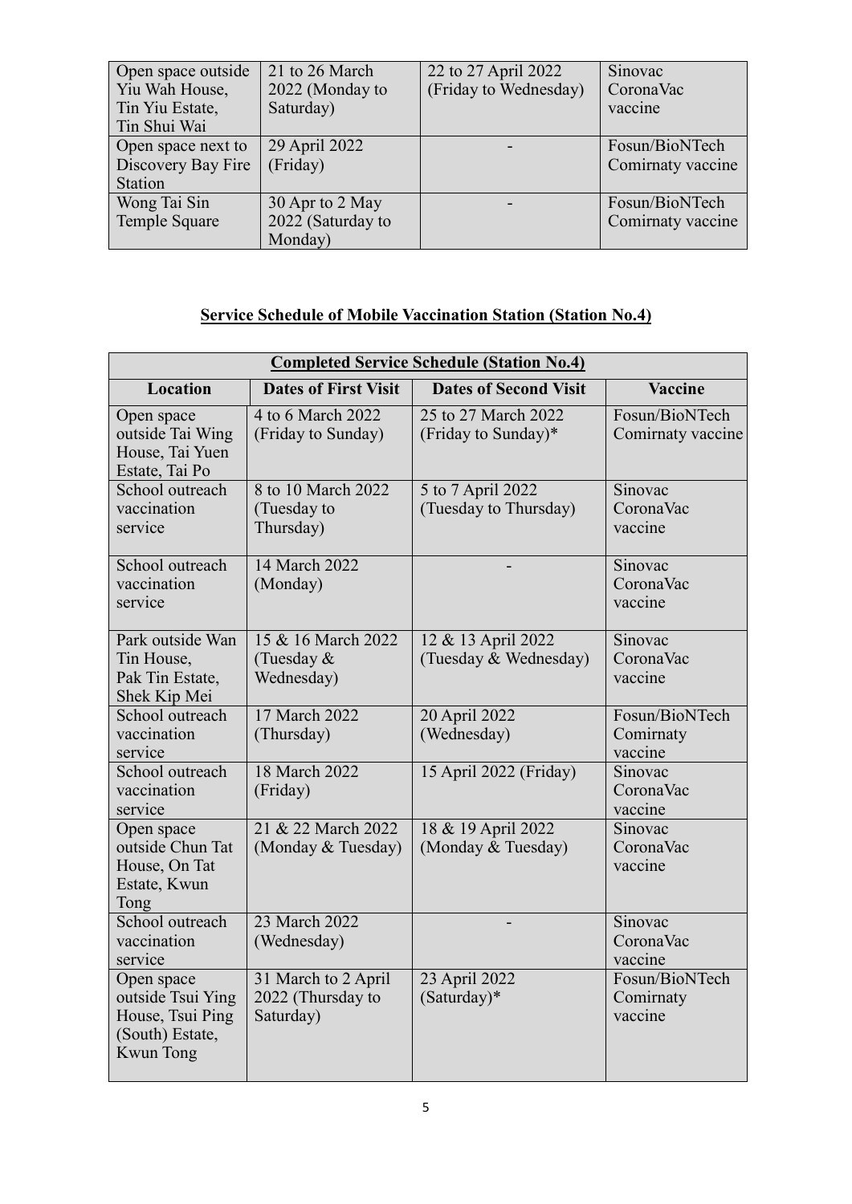| Open space outside Yiu Wah House, Tin Yiu Estate, Tin Shui Wai | 21 to 26 March 2022 (Monday to Saturday) | 22 to 27 April 2022 (Friday to Wednesday) | Sinovac CoronaVac vaccine |
|---|---|---|---|
| Open space next to Discovery Bay Fire Station | 29 April 2022 (Friday) | - | Fosun/BioNTech Comirnaty vaccine |
| Wong Tai Sin Temple Square | 30 Apr to 2 May 2022 (Saturday to Monday) | - | Fosun/BioNTech Comirnaty vaccine |

## Service Schedule of Mobile Vaccination Station (Station No.4)

| **Completed Service Schedule (Station No.4)** | | | |
|---|---|---|---|
| **Location** | **Dates of First Visit** | **Dates of Second Visit** | **Vaccine** |
| Open space outside Tai Wing House, Tai Yuen Estate, Tai Po | 4 to 6 March 2022 (Friday to Sunday) | 25 to 27 March 2022 (Friday to Sunday)* | Fosun/BioNTech Comirnaty vaccine |
| School outreach vaccination service | 8 to 10 March 2022 (Tuesday to Thursday) | 5 to 7 April 2022 (Tuesday to Thursday) | Sinovac CoronaVac vaccine |
| School outreach vaccination service | 14 March 2022 (Monday) | - | Sinovac CoronaVac vaccine |
| Park outside Wan Tin House, Pak Tin Estate, Shek Kip Mei | 15 & 16 March 2022 (Tuesday & Wednesday) | 12 & 13 April 2022 (Tuesday & Wednesday) | Sinovac CoronaVac vaccine |
| School outreach vaccination service | 17 March 2022 (Thursday) | 20 April 2022 (Wednesday) | Fosun/BioNTech Comirnaty vaccine |
| School outreach vaccination service | 18 March 2022 (Friday) | 15 April 2022 (Friday) | Sinovac CoronaVac vaccine |
| Open space outside Chun Tat House, On Tat Estate, Kwun Tong | 21 & 22 March 2022 (Monday & Tuesday) | 18 & 19 April 2022 (Monday & Tuesday) | Sinovac CoronaVac vaccine |
| School outreach vaccination service | 23 March 2022 (Wednesday) | - | Sinovac CoronaVac vaccine |
| Open space outside Tsui Ying House, Tsui Ping (South) Estate, Kwun Tong | 31 March to 2 April 2022 (Thursday to Saturday) | 23 April 2022 (Saturday)* | Fosun/BioNTech Comirnaty vaccine |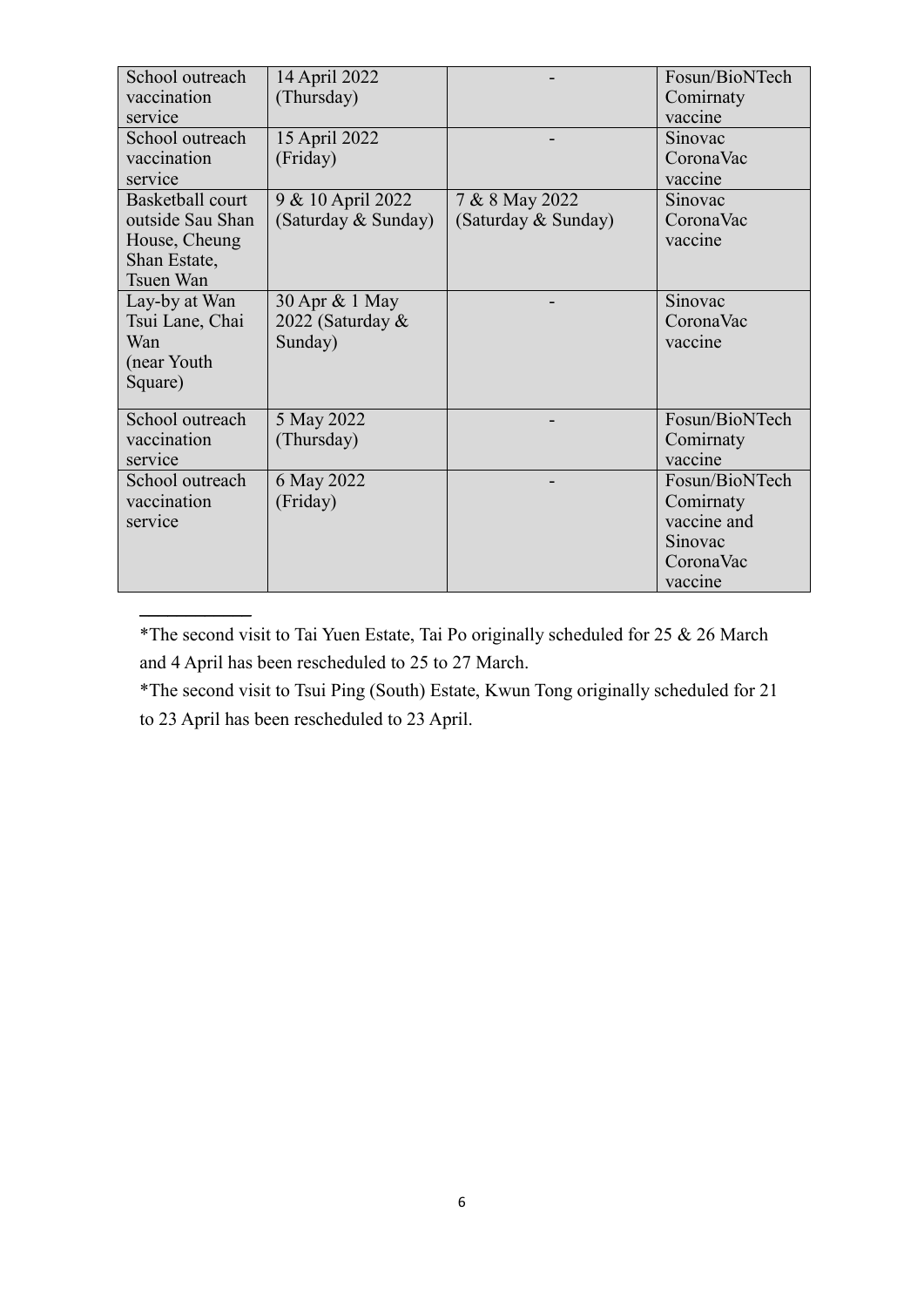| | | | |
|---|---|---|---|
| School outreach vaccination service | 14 April 2022 (Thursday) | - | Fosun/BioNTech Comirnaty vaccine |
| School outreach vaccination service | 15 April 2022 (Friday) | - | Sinovac CoronaVac vaccine |
| Basketball court outside Sau Shan House, Cheung Shan Estate, Tsuen Wan | 9 & 10 April 2022 (Saturday & Sunday) | 7 & 8 May 2022 (Saturday & Sunday) | Sinovac CoronaVac vaccine |
| Lay-by at Wan Tsui Lane, Chai Wan (near Youth Square) | 30 Apr & 1 May 2022 (Saturday & Sunday) | - | Sinovac CoronaVac vaccine |
| School outreach vaccination service | 5 May 2022 (Thursday) | - | Fosun/BioNTech Comirnaty vaccine |
| School outreach vaccination service | 6 May 2022 (Friday) | - | Fosun/BioNTech Comirnaty vaccine and Sinovac CoronaVac vaccine |

*The second visit to Tai Yuen Estate, Tai Po originally scheduled for 25 & 26 March and 4 April has been rescheduled to 25 to 27 March.

*The second visit to Tsui Ping (South) Estate, Kwun Tong originally scheduled for 21 to 23 April has been rescheduled to 23 April.